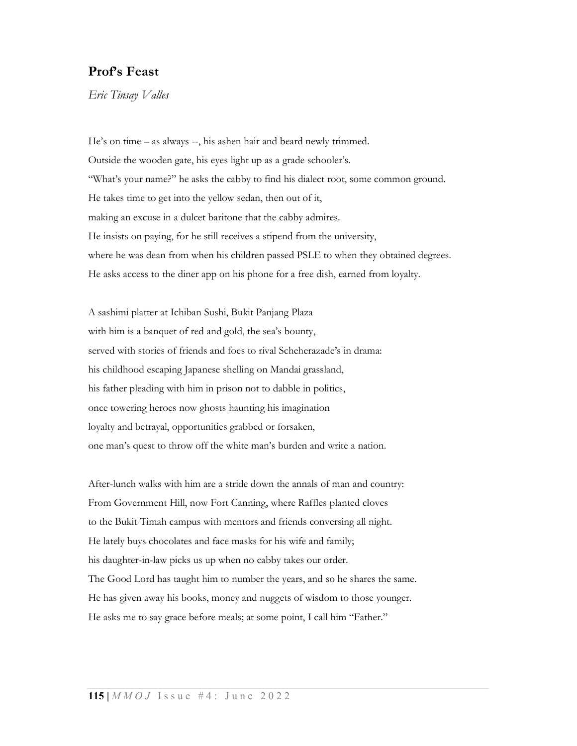# Prof's Feast

*Eric Tinsay Valles*

He's on time – as always --, his ashen hair and beard newly trimmed.  
Outside the wooden gate, his eyes light up as a grade schooler's.  
"What's your name?" he asks the cabby to find his dialect root, some common ground.  
He takes time to get into the yellow sedan, then out of it,  
making an excuse in a dulcet baritone that the cabby admires.  
He insists on paying, for he still receives a stipend from the university,  
where he was dean from when his children passed PSLE to when they obtained degrees.  
He asks access to the diner app on his phone for a free dish, earned from loyalty.

A sashimi platter at Ichiban Sushi, Bukit Panjang Plaza  
with him is a banquet of red and gold, the sea's bounty,  
served with stories of friends and foes to rival Scheherazade's in drama:  
his childhood escaping Japanese shelling on Mandai grassland,  
his father pleading with him in prison not to dabble in politics,  
once towering heroes now ghosts haunting his imagination  
loyalty and betrayal, opportunities grabbed or forsaken,  
one man's quest to throw off the white man's burden and write a nation.

After-lunch walks with him are a stride down the annals of man and country:  
From Government Hill, now Fort Canning, where Raffles planted cloves  
to the Bukit Timah campus with mentors and friends conversing all night.  
He lately buys chocolates and face masks for his wife and family;  
his daughter-in-law picks us up when no cabby takes our order.  
The Good Lord has taught him to number the years, and so he shares the same.  
He has given away his books, money and nuggets of wisdom to those younger.  
He asks me to say grace before meals; at some point, I call him "Father."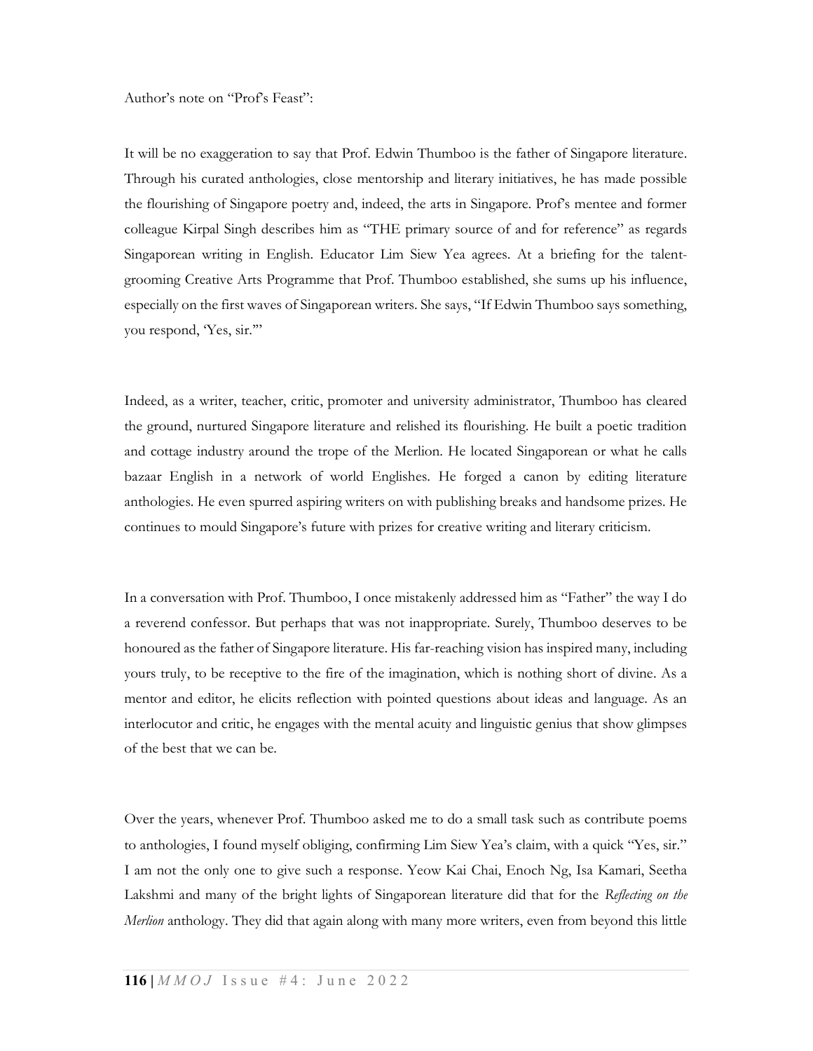Author's note on "Prof's Feast":

It will be no exaggeration to say that Prof. Edwin Thumboo is the father of Singapore literature. Through his curated anthologies, close mentorship and literary initiatives, he has made possible the flourishing of Singapore poetry and, indeed, the arts in Singapore. Prof's mentee and former colleague Kirpal Singh describes him as "THE primary source of and for reference" as regards Singaporean writing in English. Educator Lim Siew Yea agrees. At a briefing for the talent-grooming Creative Arts Programme that Prof. Thumboo established, she sums up his influence, especially on the first waves of Singaporean writers. She says, "If Edwin Thumboo says something, you respond, 'Yes, sir.'"

Indeed, as a writer, teacher, critic, promoter and university administrator, Thumboo has cleared the ground, nurtured Singapore literature and relished its flourishing. He built a poetic tradition and cottage industry around the trope of the Merlion. He located Singaporean or what he calls bazaar English in a network of world Englishes. He forged a canon by editing literature anthologies. He even spurred aspiring writers on with publishing breaks and handsome prizes. He continues to mould Singapore's future with prizes for creative writing and literary criticism.

In a conversation with Prof. Thumboo, I once mistakenly addressed him as "Father" the way I do a reverend confessor. But perhaps that was not inappropriate. Surely, Thumboo deserves to be honoured as the father of Singapore literature. His far-reaching vision has inspired many, including yours truly, to be receptive to the fire of the imagination, which is nothing short of divine. As a mentor and editor, he elicits reflection with pointed questions about ideas and language. As an interlocutor and critic, he engages with the mental acuity and linguistic genius that show glimpses of the best that we can be.

Over the years, whenever Prof. Thumboo asked me to do a small task such as contribute poems to anthologies, I found myself obliging, confirming Lim Siew Yea's claim, with a quick "Yes, sir." I am not the only one to give such a response. Yeow Kai Chai, Enoch Ng, Isa Kamari, Seetha Lakshmi and many of the bright lights of Singaporean literature did that for the *Reflecting on the Merlion* anthology. They did that again along with many more writers, even from beyond this little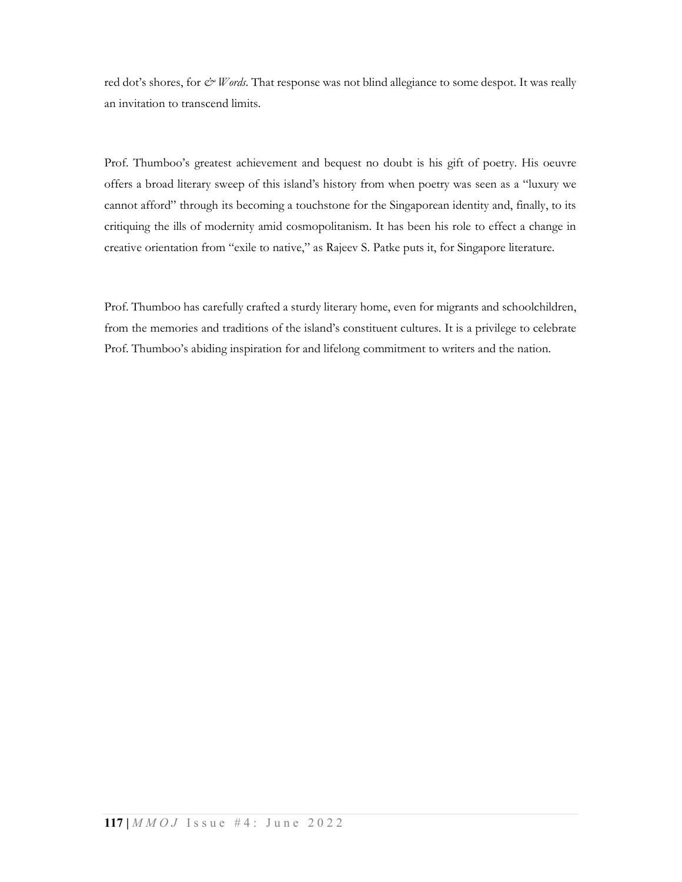red dot's shores, for *& Words*. That response was not blind allegiance to some despot. It was really an invitation to transcend limits.

Prof. Thumboo's greatest achievement and bequest no doubt is his gift of poetry. His oeuvre offers a broad literary sweep of this island's history from when poetry was seen as a "luxury we cannot afford" through its becoming a touchstone for the Singaporean identity and, finally, to its critiquing the ills of modernity amid cosmopolitanism. It has been his role to effect a change in creative orientation from "exile to native," as Rajeev S. Patke puts it, for Singapore literature.

Prof. Thumboo has carefully crafted a sturdy literary home, even for migrants and schoolchildren, from the memories and traditions of the island's constituent cultures. It is a privilege to celebrate Prof. Thumboo's abiding inspiration for and lifelong commitment to writers and the nation.